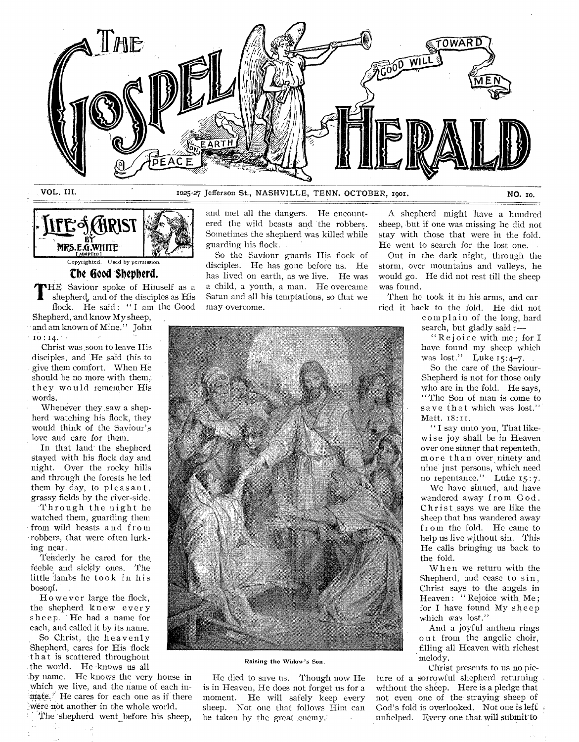# THE GOSPEL HERALD

VOL. III. 1025-27 Jefferson St., NASHVILLE, TENN. OCTOBER, 1901. NO. 10.

## LIFE of CHRIST BY MRS. E. G. WHITE [ADAPTED]

Copyrighted. Used by permission.

### The Good Shepherd.

THE Saviour spoke of Himself as a shepherd, and of the disciples as His flock. He said: "I am the Good Shepherd, and know My sheep, and am known of Mine." John 10:14.

Christ was soon to leave His disciples, and He said this to give them comfort. When He should be no more with them, they would remember His words.

Whenever they saw a shepherd watching his flock, they would think of the Saviour's love and care for them.

In that land the shepherd stayed with his flock day and night. Over the rocky hills and through the forests he led them by day, to pleasant, grassy fields by the river-side.

Through the night he watched them, guarding them from wild beasts and from robbers, that were often lurking near.

Tenderly he cared for the feeble and sickly ones. The little lambs he took in his bosom.

However large the flock, the shepherd knew every sheep. He had a name for each, and called it by its name.

So Christ, the heavenly Shepherd, cares for His flock that is scattered throughout the world. He knows us all by name. He knows the very house in which we live, and the name of each inmate. He cares for each one as if there were not another in the whole world.

The shepherd went before his sheep, and met all the dangers. He encountered the wild beasts and the robbers. Sometimes the shepherd was killed while guarding his flock.

So the Saviour guards His flock of disciples. He has gone before us. He has lived on earth, as we live. He was a child, a youth, a man. He overcame Satan and all his temptations, so that we may overcome.

Raising the Widow's Son.

He died to save us. Though now He is in Heaven, He does not forget us for a moment. He will safely keep every sheep. Not one that follows Him can be taken by the great enemy.

A shepherd might have a hundred sheep, but if one was missing he did not stay with those that were in the fold. He went to search for the lost one.

Out in the dark night, through the storm, over mountains and valleys, he would go. He did not rest till the sheep was found.

Then he took it in his arms, and carried it back to the fold. He did not complain of the long, hard search, but gladly said:—

"Rejoice with me; for I have found my sheep which was lost." Luke 15:4-7.

So the care of the Saviour-Shepherd is not for those only who are in the fold. He says, "The Son of man is come to save that which was lost." Matt. 18:11.

"I say unto you, That likewise joy shall be in Heaven over one sinner that repenteth, more than over ninety and nine just persons, which need no repentance." Luke 15:7.

We have sinned, and have wandered away from God. Christ says we are like the sheep that has wandered away from the fold. He came to help us live without sin. This He calls bringing us back to the fold.

When we return with the Shepherd, and cease to sin, Christ says to the angels in Heaven: "Rejoice with Me; for I have found My sheep which was lost."

And a joyful anthem rings out from the angelic choir, filling all Heaven with richest melody.

Christ presents to us no picture of a sorrowful shepherd returning without the sheep. Here is a pledge that not even one of the straying sheep of God's fold is overlooked. Not one is left unhelped. Every one that will submit to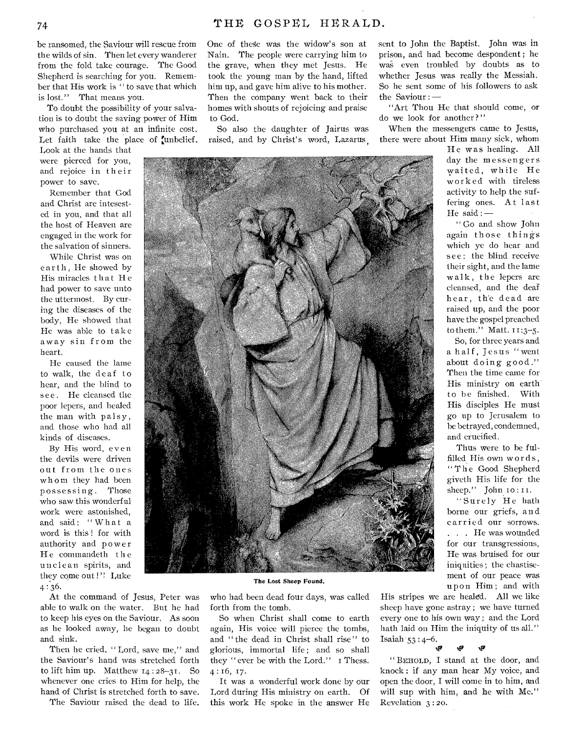be ransomed, the Saviour will rescue from the wilds of sin. Then let every wanderer from the fold take courage. The Good Shepherd is searching for you. Remember that His work is "to save that which is lost." That means you.

To doubt the possibility of your salvation is to doubt the saving power of Him who purchased you at an infinite cost. Let faith take the place of unbelief. Look at the hands that were pierced for you, and rejoice in their power to save.

Remember that God and Christ are intesested in you, and that all the host of Heaven are engaged in the work for the salvation of sinners.

While Christ was on earth, He showed by His miracles that He had power to save unto the uttermost. By curing the diseases of the body, He showed that He was able to take away sin from the heart.

He caused the lame to walk, the deaf to hear, and the blind to see. He cleansed the poor lepers, and healed the man with palsy, and those who had all kinds of diseases.

By His word, even the devils were driven out from the ones whom they had been possessing. Those who saw this wonderful work were astonished, and said: "What a word is this! for with authority and power He commandeth the unclean spirits, and they come out!" Luke 4:36.

At the command of Jesus, Peter was able to walk on the water. But he had to keep his eyes on the Saviour. As soon as he looked away, he began to doubt and sink.

Then he cried, "Lord, save me," and the Saviour's hand was stretched forth to lift him up. Matthew 14:28–31. So whenever one cries to Him for help, the hand of Christ is stretched forth to save.

The Saviour raised the dead to life. One of these was the widow's son at Nain. The people were carrying him to the grave, when they met Jesus. He took the young man by the hand, lifted him up, and gave him alive to his mother. Then the company went back to their homes with shouts of rejoicing and praise to God.

So also the daughter of Jairus was raised, and by Christ's word, Lazarus, who had been dead four days, was called forth from the tomb.

The Lost Sheep Found.

So when Christ shall come to earth again, His voice will pierce the tombs, and "the dead in Christ shall rise" to glorious, immortal life; and so shall they "ever be with the Lord." 1 Thess. 4:16, 17.

It was a wonderful work done by our Lord during His ministry on earth. Of this work He spoke in the answer He sent to John the Baptist. John was in prison, and had become despondent; he was even troubled by doubts as to whether Jesus was really the Messiah. So he sent some of his followers to ask the Saviour:—

"Art Thou He that should come, or do we look for another?"

When the messengers came to Jesus, there were about Him many sick, whom He was healing. All day the messengers waited, while He worked with tireless activity to help the suffering ones. At last He said:—

"Go and show John again those things which ye do hear and see: the blind receive their sight, and the lame walk, the lepers are cleansed, and the deaf hear, the dead are raised up, and the poor have the gospel preached to them." Matt. 11:3–5.

So, for three years and a half, Jesus "went about doing good." Then the time came for His ministry on earth to be finished. With His disciples He must go up to Jerusalem to be betrayed, condemned, and crucified.

Thus were to be fulfilled His own words, "The Good Shepherd giveth His life for the sheep." John 10:11.

"Surely He hath borne our griefs, and carried our sorrows. . . . He was wounded for our transgressions, He was bruised for our iniquities; the chastisement of our peace was upon Him; and with His stripes we are healed. All we like sheep have gone astray; we have turned every one to his own way; and the Lord hath laid on Him the iniquity of us all." Isaiah 53:4–6.

"BEHOLD, I stand at the door, and knock: if any man hear My voice, and open the door, I will come in to him, and will sup with him, and he with Me." Revelation 3:20.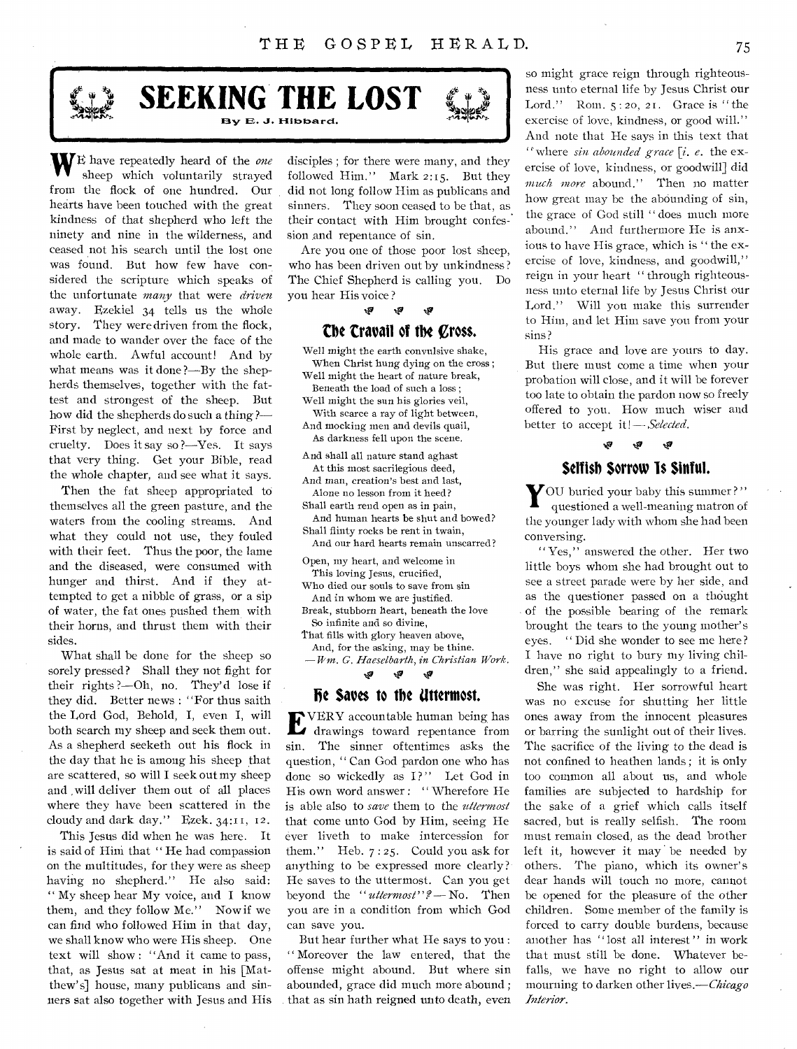# SEEKING THE LOST

By E. J. Hibbard.

WE have repeatedly heard of the *one* sheep which voluntarily strayed from the flock of one hundred. Our hearts have been touched with the great kindness of that shepherd who left the ninety and nine in the wilderness, and ceased not his search until the lost one was found. But how few have considered the scripture which speaks of the unfortunate *many* that were *driven* away. Ezekiel 34 tells us the whole story. They were driven from the flock, and made to wander over the face of the whole earth. Awful account! And by what means was it done?—By the shepherds themselves, together with the fattest and strongest of the sheep. But how did the shepherds do such a thing?—First by neglect, and next by force and cruelty. Does it say so?—Yes. It says that very thing. Get your Bible, read the whole chapter, and see what it says.

Then the fat sheep appropriated to themselves all the green pasture, and the waters from the cooling streams. And what they could not use, they fouled with their feet. Thus the poor, the lame and the diseased, were consumed with hunger and thirst. And if they attempted to get a nibble of grass, or a sip of water, the fat ones pushed them with their horns, and thrust them with their sides.

What shall be done for the sheep so sorely pressed? Shall they not fight for their rights?—Oh, no. They'd lose if they did. Better news: "For thus saith the Lord God, Behold, I, even I, will both search my sheep and seek them out. As a shepherd seeketh out his flock in the day that he is among his sheep that are scattered, so will I seek out my sheep and will deliver them out of all places where they have been scattered in the cloudy and dark day." Ezek. 34:11, 12.

This Jesus did when he was here. It is said of Him that "He had compassion on the multitudes, for they were as sheep having no shepherd." He also said: "My sheep hear My voice, and I know them, and they follow Me." Now if we can find who followed Him in that day, we shall know who were His sheep. One text will show: "And it came to pass, that, as Jesus sat at meat in his [Matthew's] house, many publicans and sinners sat also together with Jesus and His disciples; for there were many, and they followed Him." Mark 2:15. But they did not long follow Him as publicans and sinners. They soon ceased to be that, as their contact with Him brought confession and repentance of sin.

Are you one of those poor lost sheep, who has been driven out by unkindness? The Chief Shepherd is calling you. Do you hear His voice?

## The Travail of the Cross.

Well might the earth convulsive shake,  
When Christ hung dying on the cross;  
Well might the heart of nature break,  
Beneath the load of such a loss;  
Well might the sun his glories veil,  
With scarce a ray of light between,  
And mocking men and devils quail,  
As darkness fell upon the scene.

And shall all nature stand aghast  
At this most sacrilegious deed,  
And man, creation's best and last,  
Alone no lesson from it heed?  
Shall earth rend open as in pain,  
And human hearts be shut and bowed?  
Shall flinty rocks be rent in twain,  
And our hard hearts remain unscarred?

Open, my heart, and welcome in  
This loving Jesus, crucified,  
Who died our souls to save from sin  
And in whom we are justified.  
Break, stubborn heart, beneath the love  
So infinite and so divine,  
That fills with glory heaven above,  
And, for the asking, may be thine.

—*Wm. G. Haeselbarth, in Christian Work.*

## He Saves to the Uttermost.

EVERY accountable human being has drawings toward repentance from sin. The sinner oftentimes asks the question, "Can God pardon one who has done so wickedly as I?" Let God in His own word answer: "Wherefore He is able also to *save* them to the *uttermost* that come unto God by Him, seeing He ever liveth to make intercession for them." Heb. 7:25. Could you ask for anything to be expressed more clearly? He saves to the uttermost. Can you get beyond the "*uttermost*"?—No. Then you are in a condition from which God can save you.

But hear further what He says to you: "Moreover the law entered, that the offense might abound. But where sin abounded, grace did much more abound; that as sin hath reigned unto death, even so might grace reign through righteousness unto eternal life by Jesus Christ our Lord." Rom. 5:20, 21. Grace is "the exercise of love, kindness, or good will." And note that He says in this text that "where *sin abounded grace* [*i. e.* the exercise of love, kindness, or goodwill] did *much more* abound." Then no matter how great may be the abounding of sin, the grace of God still "does much more abound." And furthermore He is anxious to have His grace, which is "the exercise of love, kindness, and goodwill," reign in your heart "through righteousness unto eternal life by Jesus Christ our Lord." Will you make this surrender to Him, and let Him save you from your sins?

His grace and love are yours to day. But there must come a time when your probation will close, and it will be forever too late to obtain the pardon now so freely offered to you. How much wiser and better to accept it!—*Selected.*

## Selfish Sorrow Is Sinful.

"YOU buried your baby this summer?" questioned a well-meaning matron of the younger lady with whom she had been conversing.

"Yes," answered the other. Her two little boys whom she had brought out to see a street parade were by her side, and as the questioner passed on a thought of the possible bearing of the remark brought the tears to the young mother's eyes. "Did she wonder to see me here? I have no right to bury my living children," she said appealingly to a friend.

She was right. Her sorrowful heart was no excuse for shutting her little ones away from the innocent pleasures or barring the sunlight out of their lives. The sacrifice of the living to the dead is not confined to heathen lands; it is only too common all about us, and whole families are subjected to hardship for the sake of a grief which calls itself sacred, but is really selfish. The room must remain closed, as the dead brother left it, however it may be needed by others. The piano, which its owner's dear hands will touch no more, cannot be opened for the pleasure of the other children. Some member of the family is forced to carry double burdens, because another has "lost all interest" in work that must still be done. Whatever befalls, we have no right to allow our mourning to darken other lives.—*Chicago Interior.*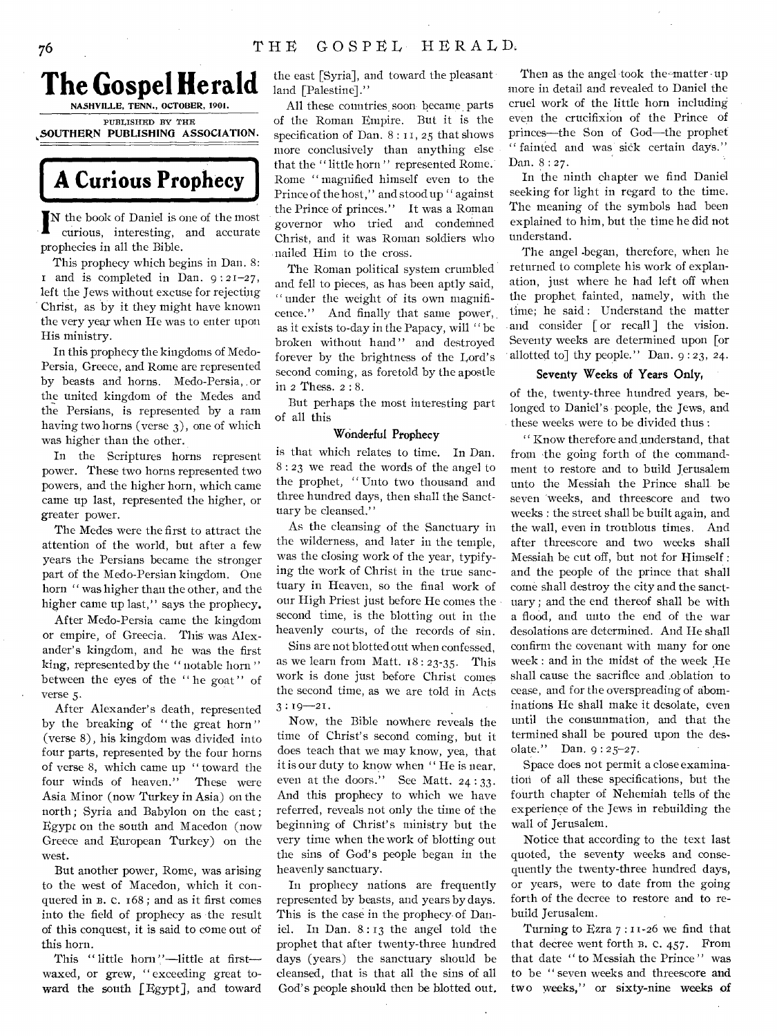# The Gospel Herald

NASHVILLE, TENN., OCTOBER, 1901.

PUBLISHED BY THE SOUTHERN PUBLISHING ASSOCIATION.

## A Curious Prophecy

IN the book of Daniel is one of the most curious, interesting, and accurate prophecies in all the Bible.

This prophecy which begins in Dan. 8: 1 and is completed in Dan. 9:21-27, left the Jews without excuse for rejecting Christ, as by it they might have known the very year when He was to enter upon His ministry.

In this prophecy the kingdoms of Medo-Persia, Greece, and Rome are represented by beasts and horns. Medo-Persia, or the united kingdom of the Medes and the Persians, is represented by a ram having two horns (verse 3), one of which was higher than the other.

In the Scriptures horns represent power. These two horns represented two powers, and the higher horn, which came came up last, represented the higher, or greater power.

The Medes were the first to attract the attention of the world, but after a few years the Persians became the stronger part of the Medo-Persian kingdom. One horn "was higher than the other, and the higher came up last," says the prophecy.

After Medo-Persia came the kingdom or empire, of Greecia. This was Alexander's kingdom, and he was the first king, represented by the "notable horn" between the eyes of the "he goat" of verse 5.

After Alexander's death, represented by the breaking of "the great horn" (verse 8), his kingdom was divided into four parts, represented by the four horns of verse 8, which came up "toward the four winds of heaven." These were Asia Minor (now Turkey in Asia) on the north; Syria and Babylon on the east; Egypt on the south and Macedon (now Greece and European Turkey) on the west.

But another power, Rome, was arising to the west of Macedon, which it conquered in B. C. 168; and as it first comes into the field of prophecy as the result of this conquest, it is said to come out of this horn.

This "little horn"—little at first—waxed, or grew, "exceeding great toward the south [Egypt], and toward the east [Syria], and toward the pleasant land [Palestine]."

All these countries soon became parts of the Roman Empire. But it is the specification of Dan. 8:11, 25 that shows more conclusively than anything else that the "little horn" represented Rome. Rome "magnified himself even to the Prince of the host," and stood up "against the Prince of princes." It was a Roman governor who tried and condemned Christ, and it was Roman soldiers who nailed Him to the cross.

The Roman political system crumbled and fell to pieces, as has been aptly said, "under the weight of its own magnificence." And finally that same power, as it exists to-day in the Papacy, will "be broken without hand" and destroyed forever by the brightness of the Lord's second coming, as foretold by the apostle in 2 Thess. 2:8.

But perhaps the most interesting part of all this

### Wonderful Prophecy

is that which relates to time. In Dan. 8:23 we read the words of the angel to the prophet, "Unto two thousand and three hundred days, then shall the Sanctuary be cleansed."

As the cleansing of the Sanctuary in the wilderness, and later in the temple, was the closing work of the year, typifying the work of Christ in the true sanctuary in Heaven, so the final work of our High Priest just before He comes the second time, is the blotting out in the heavenly courts, of the records of sin.

Sins are not blotted out when confessed, as we learn from Matt. 18:23-35. This work is done just before Christ comes the second time, as we are told in Acts 3:19—21.

Now, the Bible nowhere reveals the time of Christ's second coming, but it does teach that we may know, yea, that it is our duty to know when "He is near, even at the doors." See Matt. 24:33. And this prophecy to which we have referred, reveals not only the time of the beginning of Christ's ministry but the very time when the work of blotting out the sins of God's people began in the heavenly sanctuary.

In prophecy nations are frequently represented by beasts, and years by days. This is the case in the prophecy of Daniel. In Dan. 8:13 the angel told the prophet that after twenty-three hundred days (years) the sanctuary should be cleansed, that is that all the sins of all God's people should then be blotted out.

Then as the angel took the matter up more in detail and revealed to Daniel the cruel work of the little horn including even the crucifixion of the Prince of princes—the Son of God—the prophet "fainted and was sick certain days." Dan. 8:27.

In the ninth chapter we find Daniel seeking for light in regard to the time. The meaning of the symbols had been explained to him, but the time he did not understand.

The angel began, therefore, when he returned to complete his work of explanation, just where he had left off when the prophet fainted, namely, with the time; he said: Understand the matter and consider [or recall] the vision. Seventy weeks are determined upon [or allotted to] thy people." Dan. 9:23, 24.

### Seventy Weeks of Years Only,

of the, twenty-three hundred years, belonged to Daniel's people, the Jews, and these weeks were to be divided thus:

"Know therefore and understand, that from the going forth of the commandment to restore and to build Jerusalem unto the Messiah the Prince shall be seven weeks, and threescore and two weeks: the street shall be built again, and the wall, even in troublous times. And after threescore and two weeks shall Messiah be cut off, but not for Himself: and the people of the prince that shall come shall destroy the city and the sanctuary; and the end thereof shall be with a flood, and unto the end of the war desolations are determined. And He shall confirm the covenant with many for one week: and in the midst of the week He shall cause the sacrifice and oblation to cease, and for the overspreading of abominations He shall make it desolate, even until the consummation, and that the termined shall be poured upon the desolate." Dan. 9:25-27.

Space does not permit a close examination of all these specifications, but the fourth chapter of Nehemiah tells of the experience of the Jews in rebuilding the wall of Jerusalem.

Notice that according to the text last quoted, the seventy weeks and consequently the twenty-three hundred days, or years, were to date from the going forth of the decree to restore and to rebuild Jerusalem.

Turning to Ezra 7:11-26 we find that that decree went forth B. C. 457. From that date "to Messiah the Prince" was to be "seven weeks and threescore and two weeks," or sixty-nine weeks of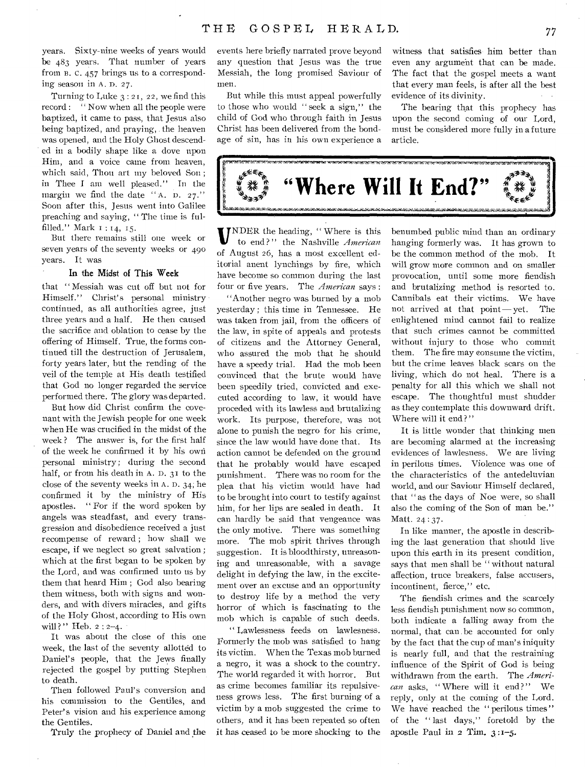years. Sixty-nine weeks of years would be 483 years. That number of years from B. C. 457 brings us to a corresponding season in A. D. 27.

Turning to Luke 3 : 21, 22, we find this record: "Now when all the people were baptized, it came to pass, that Jesus also being baptized, and praying, the heaven was opened, and the Holy Ghost descended in a bodily shape like a dove upon Him, and a voice came from heaven, which said, Thou art my beloved Son; in Thee I am well pleased." In the margin we find the date "A. D. 27." Soon after this, Jesus went into Galilee preaching and saying, "The time is fulfilled." Mark 1 : 14, 15.

But there remains still one week or seven years of the seventy weeks or 490 years. It was

#### In the Midst of This Week

that "Messiah was cut off but not for Himself." Christ's personal ministry continued, as all authorities agree, just three years and a half. He then caused the sacrifice and oblation to cease by the offering of Himself. True, the forms continued till the destruction of Jerusalem, forty years later, but the rending of the veil of the temple at His death testified that God no longer regarded the service performed there. The glory was departed.

But how did Christ confirm the covenant with the Jewish people for one week when He was crucified in the midst of the week? The answer is, for the first half of the week he confirmed it by his own personal ministry; during the second half, or from his death in A. D. 31 to the close of the seventy weeks in A. D. 34, he confirmed it by the ministry of His apostles. "For if the word spoken by angels was steadfast, and every transgression and disobedience received a just recompense of reward; how shall we escape, if we neglect so great salvation; which at the first began to be spoken by the Lord, and was confirmed unto us by them that heard Him; God also bearing them witness, both with signs and wonders, and with divers miracles, and gifts of the Holy Ghost, according to His own will?" Heb. 2 : 2–4.

It was about the close of this one week, the last of the seventy allotted to Daniel's people, that the Jews finally rejected the gospel by putting Stephen to death.

Then followed Paul's conversion and his commission to the Gentiles, and Peter's vision and his experience among the Gentiles.

Truly the prophecy of Daniel and the events here briefly narrated prove beyond any question that Jesus was the true Messiah, the long promised Saviour of men.

But while this must appeal powerfully to those who would "seek a sign," the child of God who through faith in Jesus Christ has been delivered from the bondage of sin, has in his own experience a witness that satisfies him better than even any argument that can be made. The fact that the gospel meets a want that every man feels, is after all the best evidence of its divinity.

The bearing that this prophecy has upon the second coming of our Lord, must be considered more fully in a future article.

## "Where Will It End?"

Under the heading, "Where is this to end?" the Nashville *American* of August 26, has a most excellent editorial anent lynchings by fire, which have become so common during the last four or five years. The *American* says:

"Another negro was burned by a mob yesterday; this time in Tennessee. He was taken from jail, from the officers of the law, in spite of appeals and protests of citizens and the Attorney General, who assured the mob that he should have a speedy trial. Had the mob been convinced that the brute would have been speedily tried, convicted and executed according to law, it would have proceeded with its lawless and brutalizing work. Its purpose, therefore, was not alone to punish the negro for his crime, since the law would have done that. Its action cannot be defended on the ground that he probably would have escaped punishment. There was no room for the plea that his victim would have had to be brought into court to testify against him, for her lips are sealed in death. It can hardly be said that vengeance was the only motive. There was something more. The mob spirit thrives through suggestion. It is bloodthirsty, unreasoning and unreasonable, with a savage delight in defying the law, in the excitement over an excuse and an opportunity to destroy life by a method the very horror of which is fascinating to the mob which is capable of such deeds.

"Lawlessness feeds on lawlessness. Formerly the mob was satisfied to hang its victim. When the Texas mob burned a negro, it was a shock to the country. The world regarded it with horror. But as crime becomes familiar its repulsiveness grows less. The first burning of a victim by a mob suggested the crime to others, and it has been repeated so often it has ceased to be more shocking to the benumbed public mind than an ordinary hanging formerly was. It has grown to be the common method of the mob. It will grow more common and on smaller provocation, until some more fiendish and brutalizing method is resorted to. Cannibals eat their victims. We have not arrived at that point—yet. The enlightened mind cannot fail to realize that such crimes cannot be committed without injury to those who commit them. The fire may consume the victim, but the crime leaves black scars on the living, which do not heal. There is a penalty for all this which we shall not escape. The thoughtful must shudder as they contemplate this downward drift. Where will it end?"

It is little wonder that thinking men are becoming alarmed at the increasing evidences of lawlessness. We are living in perilous times. Violence was one of the characteristics of the antediluvian world, and our Saviour Himself declared, that "as the days of Noe were, so shall also the coming of the Son of man be." Matt. 24 : 37.

In like manner, the apostle in describing the last generation that should live upon this earth in its present condition, says that men shall be "without natural affection, truce breakers, false accusers, incontinent, fierce," etc.

The fiendish crimes and the scarcely less fiendish punishment now so common, both indicate a falling away from the normal, that can be accounted for only by the fact that the cup of man's iniquity is nearly full, and that the restraining influence of the Spirit of God is being withdrawn from the earth. The *American* asks, "Where will it end?" We reply, only at the coming of the Lord. We have reached the "perilous times" of the "last days," foretold by the apostle Paul in 2 Tim. 3 : 1–5.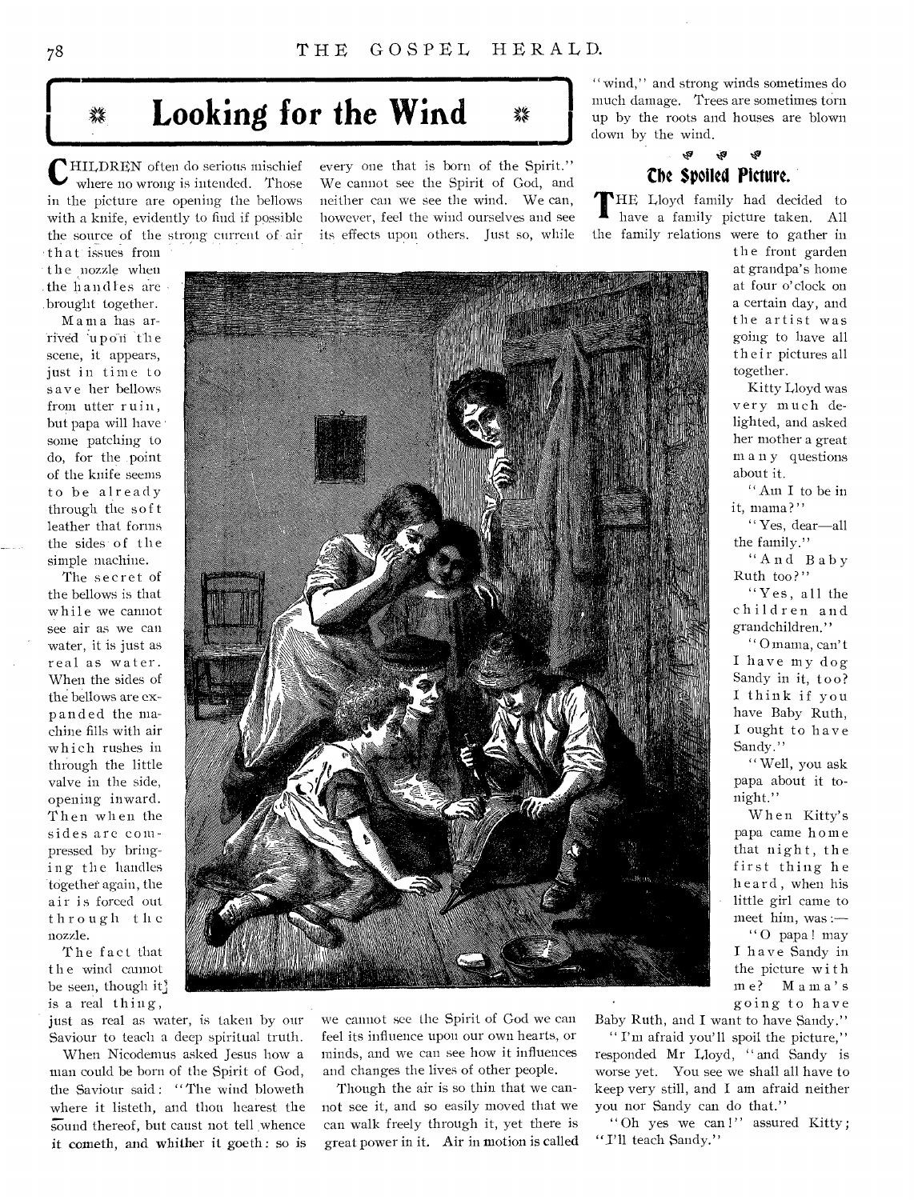## Looking for the Wind

CHILDREN often do serious mischief where no wrong is intended. Those in the picture are opening the bellows with a knife, evidently to find if possible the source of the strong current of air that issues from the nozzle when the handles are brought together.

Mama has arrived upon the scene, it appears, just in time to save her bellows from utter ruin, but papa will have some patching to do, for the point of the knife seems to be already through the soft leather that forms the sides of the simple machine.

The secret of the bellows is that while we cannot see air as we can water, it is just as real as water. When the sides of the bellows are expanded the machine fills with air which rushes in through the little valve in the side, opening inward. Then when the sides are compressed by bringing the handles together again, the air is forced out through the nozzle.

The fact that the wind cannot be seen, though it is a real thing, just as real as water, is taken by our Saviour to teach a deep spiritual truth.

When Nicodemus asked Jesus how a man could be born of the Spirit of God, the Saviour said: "The wind bloweth where it listeth, and thou hearest the sound thereof, but canst not tell whence it cometh, and whither it goeth: so is every one that is born of the Spirit." We cannot see the Spirit of God, and neither can we see the wind. We can, however, feel the wind ourselves and see its effects upon others. Just so, while we cannot see the Spirit of God we can feel its influence upon our own hearts, or minds, and we can see how it influences and changes the lives of other people.

Though the air is so thin that we cannot see it, and so easily moved that we can walk freely through it, yet there is great power in it. Air in motion is called "wind," and strong winds sometimes do much damage. Trees are sometimes torn up by the roots and houses are blown down by the wind.

## The Spoiled Picture.

THE Lloyd family had decided to have a family picture taken. All the family relations were to gather in the front garden at grandpa's home at four o'clock on a certain day, and the artist was going to have all their pictures all together.

Kitty Lloyd was very much delighted, and asked her mother a great many questions about it.

"Am I to be in it, mama?"

"Yes, dear—all the family."

"And Baby Ruth too?"

"Yes, all the children and grandchildren."

"O mama, can't I have my dog Sandy in it, too? I think if you have Baby Ruth, I ought to have Sandy."

"Well, you ask papa about it to-night."

When Kitty's papa came home that night, the first thing he heard, when his little girl came to meet him, was:—

"O papa! may I have Sandy in the picture with me? Mama's going to have Baby Ruth, and I want to have Sandy."

"I'm afraid you'll spoil the picture," responded Mr Lloyd, "and Sandy is worse yet. You see we shall all have to keep very still, and I am afraid neither you nor Sandy can do that."

"Oh yes we can!" assured Kitty; "I'll teach Sandy."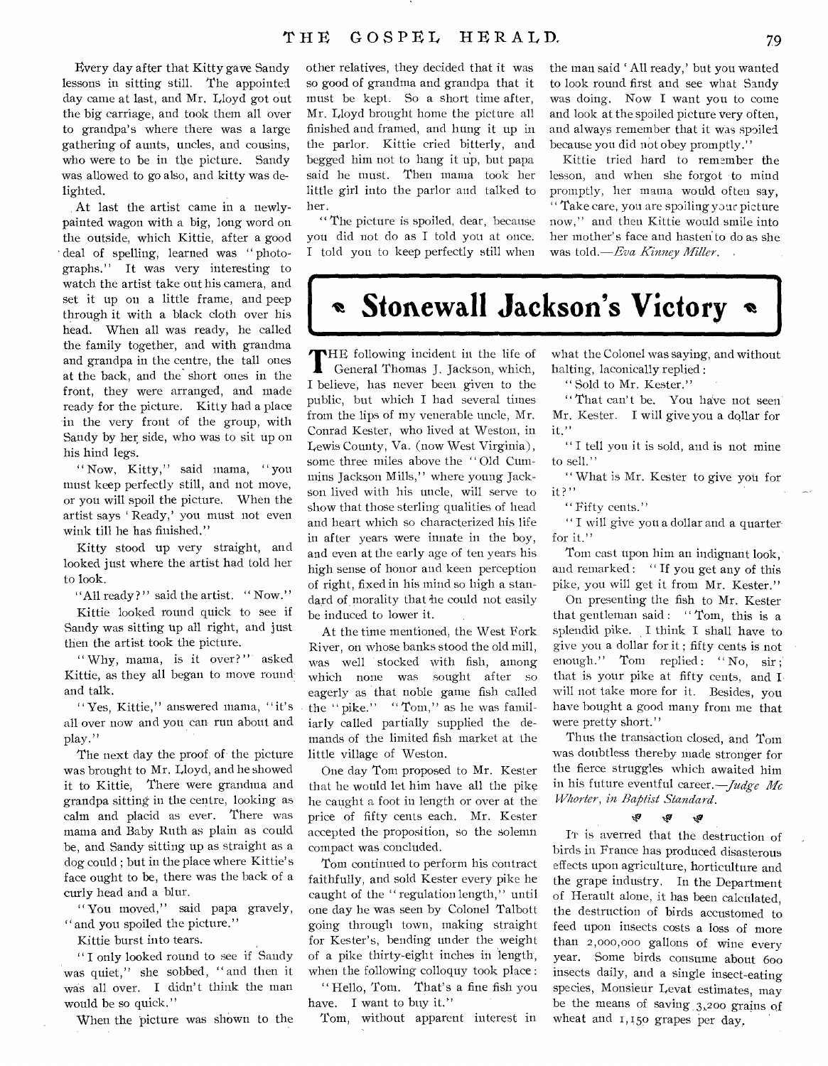Every day after that Kitty gave Sandy lessons in sitting still. The appointed day came at last, and Mr. Lloyd got out the big carriage, and took them all over to grandpa's where there was a large gathering of aunts, uncles, and cousins, who were to be in the picture. Sandy was allowed to go also, and kitty was delighted.

At last the artist came in a newly-painted wagon with a big, long word on the outside, which Kittie, after a good deal of spelling, learned was "photographs." It was very interesting to watch the artist take out his camera, and set it up on a little frame, and peep through it with a black cloth over his head. When all was ready, he called the family together, and with grandma and grandpa in the centre, the tall ones at the back, and the short ones in the front, they were arranged, and made ready for the picture. Kitty had a place in the very front of the group, with Sandy by her side, who was to sit up on his hind legs.

"Now, Kitty," said mama, "you must keep perfectly still, and not move, or you will spoil the picture. When the artist says 'Ready,' you must not even wink till he has finished."

Kitty stood up very straight, and looked just where the artist had told her to look.

"All ready?" said the artist. "Now."

Kittie looked round quick to see if Sandy was sitting up all right, and just then the artist took the picture.

"Why, mama, is it over?" asked Kittie, as they all began to move round and talk.

"Yes, Kittie," answered mama, "it's all over now and you can run about and play."

The next day the proof of the picture was brought to Mr. Lloyd, and he showed it to Kittie. There were grandma and grandpa sitting in the centre, looking as calm and placid as ever. There was mama and Baby Ruth as plain as could be, and Sandy sitting up as straight as a dog could; but in the place where Kittie's face ought to be, there was the back of a curly head and a blur.

"You moved," said papa gravely, "and you spoiled the picture."

Kittie burst into tears.

"I only looked round to see if Sandy was quiet," she sobbed, "and then it was all over. I didn't think the man would be so quick."

When the picture was shown to the other relatives, they decided that it was so good of grandma and grandpa that it must be kept. So a short time after, Mr. Lloyd brought home the picture all finished and framed, and hung it up in the parlor. Kittie cried bitterly, and begged him not to hang it up, but papa said he must. Then mama took her little girl into the parlor and talked to her.

"The picture is spoiled, dear, because you did not do as I told you at once. I told you to keep perfectly still when the man said 'All ready,' but you wanted to look round first and see what Sandy was doing. Now I want you to come and look at the spoiled picture very often, and always remember that it was spoiled because you did not obey promptly."

Kittie tried hard to remember the lesson, and when she forgot to mind promptly, her mama would often say, "Take care, you are spoiling your picture now," and then Kittie would smile into her mother's face and hasten to do as she was told.—*Eva Kinney Miller.*

# Stonewall Jackson's Victory

THE following incident in the life of General Thomas J. Jackson, which, I believe, has never been given to the public, but which I had several times from the lips of my venerable uncle, Mr. Conrad Kester, who lived at Weston, in Lewis County, Va. (now West Virginia), some three miles above the "Old Cummins Jackson Mills," where young Jackson lived with his uncle, will serve to show that those sterling qualities of head and heart which so characterized his life in after years were innate in the boy, and even at the early age of ten years his high sense of honor and keen perception of right, fixed in his mind so high a standard of morality that he could not easily be induced to lower it.

At the time mentioned, the West Fork River, on whose banks stood the old mill, was well stocked with fish, among which none was sought after so eagerly as that noble game fish called the "pike." "Tom," as he was familiarly called partially supplied the demands of the limited fish market at the little village of Weston.

One day Tom proposed to Mr. Kester that he would let him have all the pike he caught a foot in length or over at the price of fifty cents each. Mr. Kester accepted the proposition, so the solemn compact was concluded.

Tom continued to perform his contract faithfully, and sold Kester every pike he caught of the "regulation length," until one day he was seen by Colonel Talbott going through town, making straight for Kester's, bending under the weight of a pike thirty-eight inches in length, when the following colloquy took place:

"Hello, Tom. That's a fine fish you have. I want to buy it."

Tom, without apparent interest in what the Colonel was saying, and without halting, laconically replied:

"Sold to Mr. Kester."

"That can't be. You have not seen Mr. Kester. I will give you a dollar for it."

"I tell you it is sold, and is not mine to sell."

"What is Mr. Kester to give you for it?"

"Fifty cents."

"I will give you a dollar and a quarter for it."

Tom cast upon him an indignant look, and remarked: "If you get any of this pike, you will get it from Mr. Kester."

On presenting the fish to Mr. Kester that gentleman said: "Tom, this is a splendid pike. I think I shall have to give you a dollar for it; fifty cents is not enough." Tom replied: "No, sir; that is your pike at fifty cents, and I will not take more for it. Besides, you have bought a good many from me that were pretty short."

Thus the transaction closed, and Tom was doubtless thereby made stronger for the fierce struggles which awaited him in his future eventful career.—*Judge Mc Whorter, in Baptist Standard.*

---

IT is averred that the destruction of birds in France has produced disastrous effects upon agriculture, horticulture and the grape industry. In the Department of Herault alone, it has been calculated, the destruction of birds accustomed to feed upon insects costs a loss of more than 2,000,000 gallons of wine every year. Some birds consume about 600 insects daily, and a single insect-eating species, Monsieur Levat estimates, may be the means of saving 3,200 grains of wheat and 1,150 grapes per day.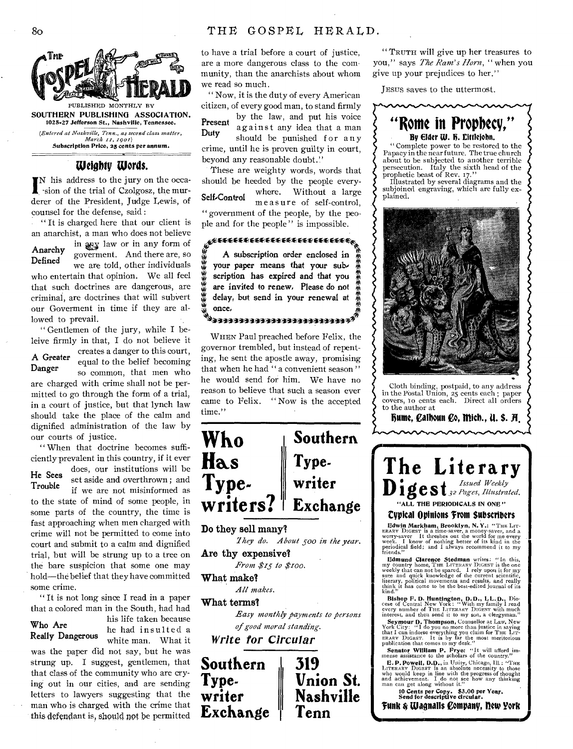**THE GOSPEL HERALD**

PUBLISHED MONTHLY BY
**SOUTHERN PUBLISHING ASSOCIATION.**
**1025-27 Jefferson St., Nashville, Tennessee.**

*(Entered at Nashville, Tenn., as second class matter, March 11, 1901)*

**Subscription Price, 25 cents per annum.**

## Weighty Words.

In his address to the jury on the occasion of the trial of Czolgosz, the murderer of the President, Judge Lewis, of counsel for the defense, said:

**Anarchy Defined**

"It is charged here that our client is an anarchist, a man who does not believe in any law or in any form of goverment. And there are, so we are told, other individuals who entertain that opinion. We all feel that such doctrines are dangerous, are criminal, are doctrines that will subvert our Goverment in time if they are allowed to prevail.

**A Greater Danger**

"Gentlemen of the jury, while I beleive firmly in that, I do not believe it creates a danger to this court, equal to the belief becoming so common, that men who are charged with crime shall not be permitted to go through the form of a trial, in a court of justice, but that lynch law should take the place of the calm and dignified administration of the law by our courts of justice.

**He Sees Trouble**

"When that doctrine becomes sufficiently prevalent in this country, if it ever does, our institutions will be set aside and overthrown; and if we are not misinformed as to the state of mind of some people, in some parts of the country, the time is fast approaching when men charged with crime will not be permitted to come into court and submit to a calm and dignified trial, but will be strung up to a tree on the bare suspicion that some one may hold—the belief that they have committed some crime.

**Who Are Really Dangerous**

"It is not long since I read in a paper that a colored man in the South, had had his life taken because he had insulted a white man. What it was the paper did not say, but he was strung up. I suggest, gentlemen, that that class of the community who are crying out in our cities, and are sending letters to lawyers suggesting that the man who is charged with the crime that this defendant is, should not be permitted to have a trial before a court of justice, are a more dangerous class to the community, than the anarchists about whom we read so much.

**Present Duty**

"Now, it is the duty of every American citizen, of every good man, to stand firmly by the law, and put his voice against any idea that a man should be punished for any crime, until he is proven guilty in court, beyond any reasonable doubt."

**Self-Control**

These are weighty words, words that should be heeded by the people everywhere. Without a large measure of self-control, "government of the people, by the people and for the people" is impossible.

---

**A subscription order enclosed in your paper means that your subscription has expired and that you are invited to renew. Please do not delay, but send in your renewal at once.**

---

When Paul preached before Felix, the governor trembled, but instead of repenting, he sent the apostle away, promising that when he had "a convenient season" he would send for him. We have no reason to believe that such a season ever came to Felix. "Now is the accepted time."

---

# Who Has Type-writers?

# Southern Type-writer Exchange

**Do they sell many?**

*They do. About 500 in the year.*

**Are thy expensive?**

*From $15 to $100.*

**What make?**

*All makes.*

**What terms?**

*Easy monthly payments to persons of good moral standing.*

***Write for Circular***

**Southern Type-writer Exchange** | **319 Union St. Nashville Tenn**

---

"Truth will give up her treasures to you," says *The Ram's Horn*, "when you give up your prejudices to her."

Jesus saves to the uttermost.

---

## "Rome in Prophecy,"

**By Elder W. H. Littlejohn.**

"Complete power to be restored to the Papacy in the near future. The true church about to be subjected to another terrible persecution. Italy the sixth head of the prophetic beast of Rev. 17."

Illustrated by several diagrams and the subjoined engraving, which are fully explained.

Cloth binding, postpaid, to any address in the Postal Union, 25 cents each; paper covers, 10 cents each. Direct all orders to the author at

**Hume, Calhoun Co, Mich., U. S. A.**

---

# The Literary Digest

*Issued Weekly*
*32 Pages, Illustrated.*

**"ALL THE PERIODICALS IN ONE"**

### Typical Opinions From Subscribers

**Edwin Markham, Brooklyn, N. Y.:** "The Literary Digest is a time-saver, a money-saver, and a worry-saver It threshes out the world for me every week. I know of nothing better of its kind in the periodical field; and I always recommend it to my friends."

**Edmund Clarence Stedman** writes: "In this, my country home, The Literary Digest is the one weekly that can not be spared. I rely upon it for my sure and quick knowledge of the current scientific, literary, political movements and results, and really think it has come to be the best-edited journal of its kind."

**Bishop F. D. Huntington, D.D., LL.D.,** Diocese of Central New York: "With my family I read every number of The Literary Digest with much interest, and then send it to my son, a clergyman."

**Seymour D. Thompson,** Counsellor at Law, New York City: "I do you no more than justice in saying that I can indorse everything you claim for The Literary Digest. It is by far the most meritorious publication that comes to my desk."

**Senator William P. Frye:** "It will afford immense assistance to the scholars of the country."

**E. P. Powell, D.D.,** in Unity, Chicago, Ill.: "The Literary Digest is an absolute necessity to those who would keep in line with the progress of thought and achievement. I do not see how any thinking man can get along without it."

**10 Cents per Copy. $3.00 per Year.**
**Send for descriptive circular.**

**Funk & Wagnalls Company, New York**